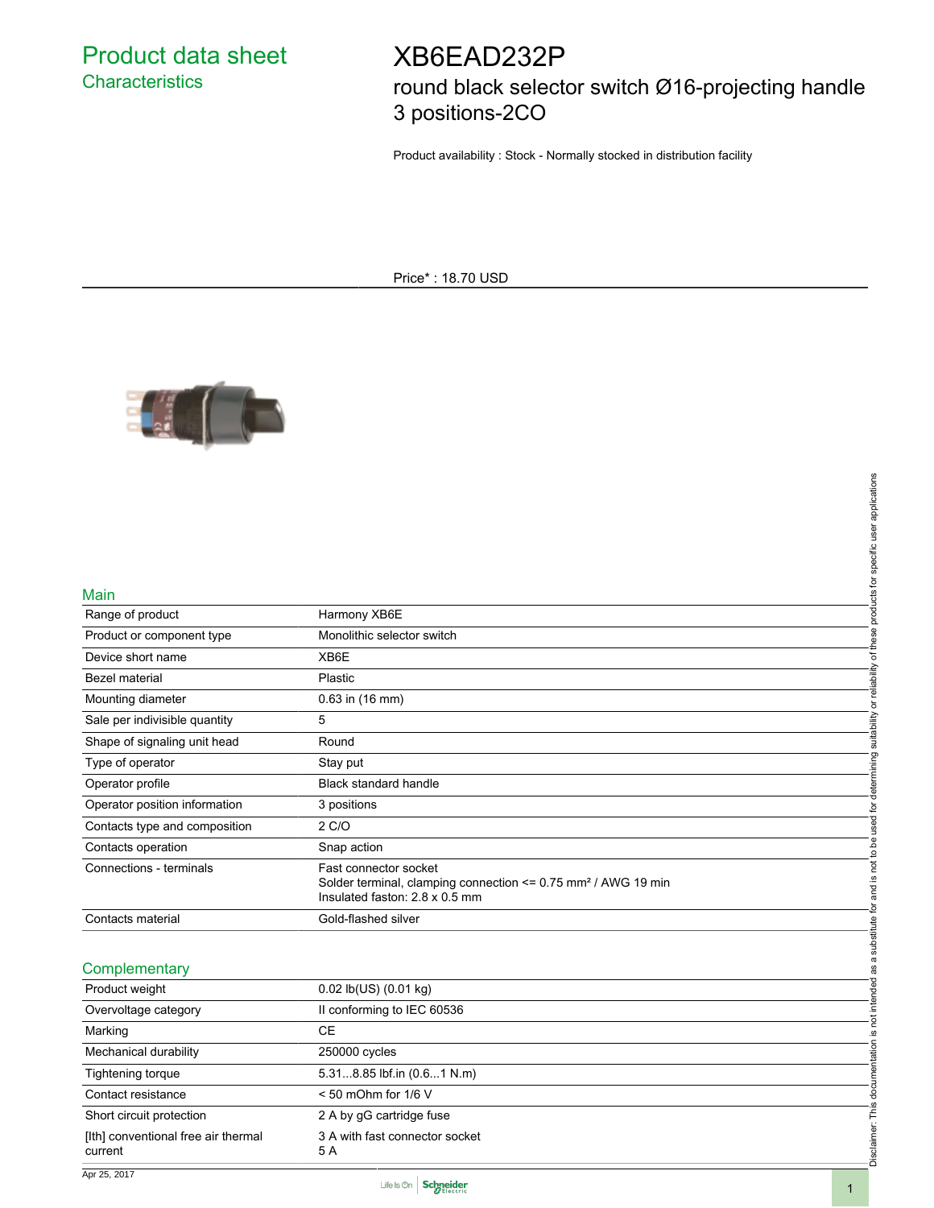# Product data sheet
## Characteristics

# XB6EAD232P

round black selector switch Ø16-projecting handle 3 positions-2CO

Product availability : Stock - Normally stocked in distribution facility

Price* : 18.70 USD

## Main

| | |
|---|---|
| Range of product | Harmony XB6E |
| Product or component type | Monolithic selector switch |
| Device short name | XB6E |
| Bezel material | Plastic |
| Mounting diameter | 0.63 in (16 mm) |
| Sale per indivisible quantity | 5 |
| Shape of signaling unit head | Round |
| Type of operator | Stay put |
| Operator profile | Black standard handle |
| Operator position information | 3 positions |
| Contacts type and composition | 2 C/O |
| Contacts operation | Snap action |
| Connections - terminals | Fast connector socket<br>Solder terminal, clamping connection <= 0.75 mm² / AWG 19 min<br>Insulated faston: 2.8 x 0.5 mm |
| Contacts material | Gold-flashed silver |

## Complementary

| | |
|---|---|
| Product weight | 0.02 lb(US) (0.01 kg) |
| Overvoltage category | II conforming to IEC 60536 |
| Marking | CE |
| Mechanical durability | 250000 cycles |
| Tightening torque | 5.31...8.85 lbf.in (0.6...1 N.m) |
| Contact resistance | < 50 mOhm for 1/6 V |
| Short circuit protection | 2 A by gG cartridge fuse |
| [Ith] conventional free air thermal current | 3 A with fast connector socket<br>5 A |

Disclaimer: This documentation is not intended as a substitute for and is not to be used for determining suitability or reliability of these products for specific user applications

Apr 25, 2017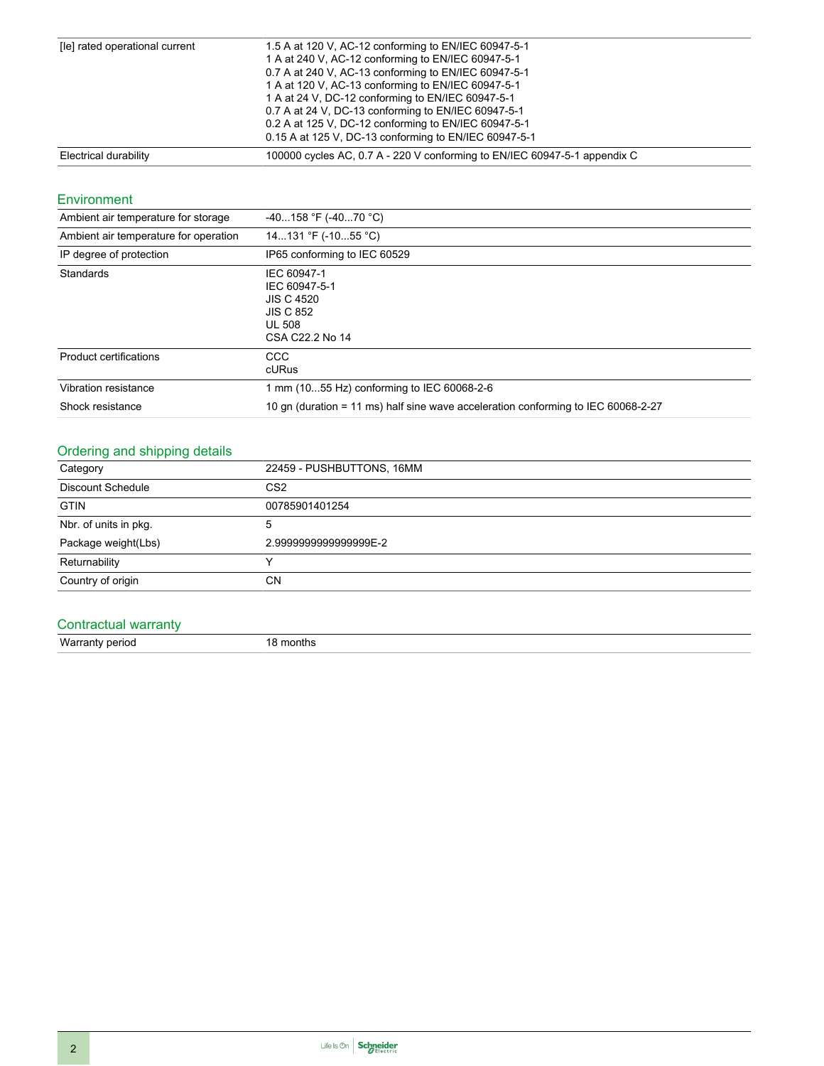| | |
|---|---|
| [Ie] rated operational current | 1.5 A at 120 V, AC-12 conforming to EN/IEC 60947-5-1<br>1 A at 240 V, AC-12 conforming to EN/IEC 60947-5-1<br>0.7 A at 240 V, AC-13 conforming to EN/IEC 60947-5-1<br>1 A at 120 V, AC-13 conforming to EN/IEC 60947-5-1<br>1 A at 24 V, DC-12 conforming to EN/IEC 60947-5-1<br>0.7 A at 24 V, DC-13 conforming to EN/IEC 60947-5-1<br>0.2 A at 125 V, DC-12 conforming to EN/IEC 60947-5-1<br>0.15 A at 125 V, DC-13 conforming to EN/IEC 60947-5-1 |
| Electrical durability | 100000 cycles AC, 0.7 A - 220 V conforming to EN/IEC 60947-5-1 appendix C |

## Environment

| | |
|---|---|
| Ambient air temperature for storage | -40...158 °F (-40...70 °C) |
| Ambient air temperature for operation | 14...131 °F (-10...55 °C) |
| IP degree of protection | IP65 conforming to IEC 60529 |
| Standards | IEC 60947-1<br>IEC 60947-5-1<br>JIS C 4520<br>JIS C 852<br>UL 508<br>CSA C22.2 No 14 |
| Product certifications | CCC<br>cURus |
| Vibration resistance | 1 mm (10...55 Hz) conforming to IEC 60068-2-6 |
| Shock resistance | 10 gn (duration = 11 ms) half sine wave acceleration conforming to IEC 60068-2-27 |

## Ordering and shipping details

| | |
|---|---|
| Category | 22459 - PUSHBUTTONS, 16MM |
| Discount Schedule | CS2 |
| GTIN | 00785901401254 |
| Nbr. of units in pkg. | 5 |
| Package weight(Lbs) | 2.9999999999999999E-2 |
| Returnability | Y |
| Country of origin | CN |

## Contractual warranty

| | |
|---|---|
| Warranty period | 18 months |